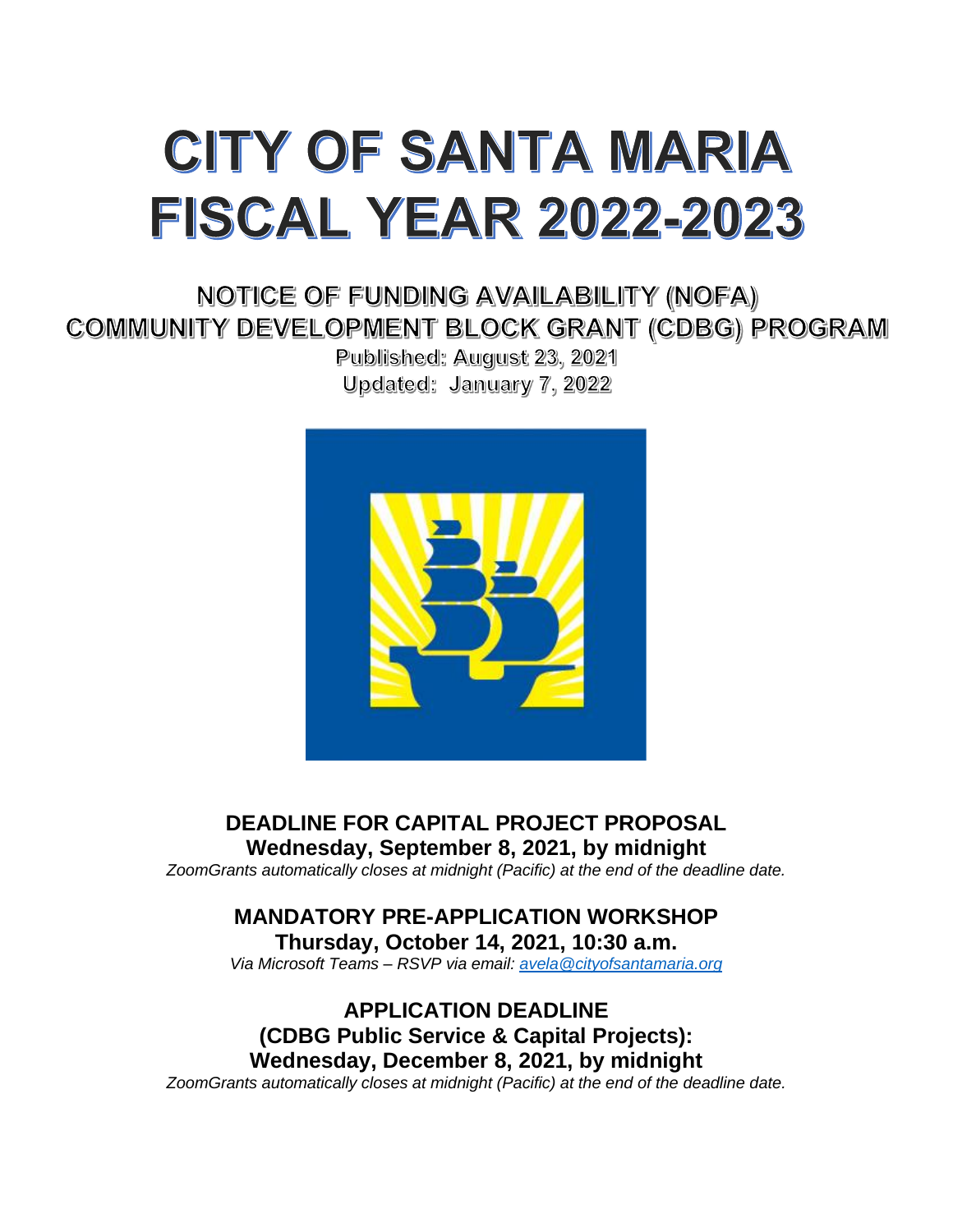# CITY OF SANTA MARIA FISCAL YEAR 2022-2023

## NOTICE OF FUNDING AVAILABILITY (NOFA) COMMUNITY DEVELOPMENT BLOCK GRANT (CDBG) PROGRAM

**Published: August 23, 2021**
**Updated: January 7, 2022**

### DEADLINE FOR CAPITAL PROJECT PROPOSAL

**Wednesday, September 8, 2021, by midnight**

*ZoomGrants automatically closes at midnight (Pacific) at the end of the deadline date.*

### MANDATORY PRE-APPLICATION WORKSHOP

**Thursday, October 14, 2021, 10:30 a.m.**

*Via Microsoft Teams – RSVP via email: avela@cityofsantamaria.org*

### APPLICATION DEADLINE (CDBG Public Service & Capital Projects):

**Wednesday, December 8, 2021, by midnight**

*ZoomGrants automatically closes at midnight (Pacific) at the end of the deadline date.*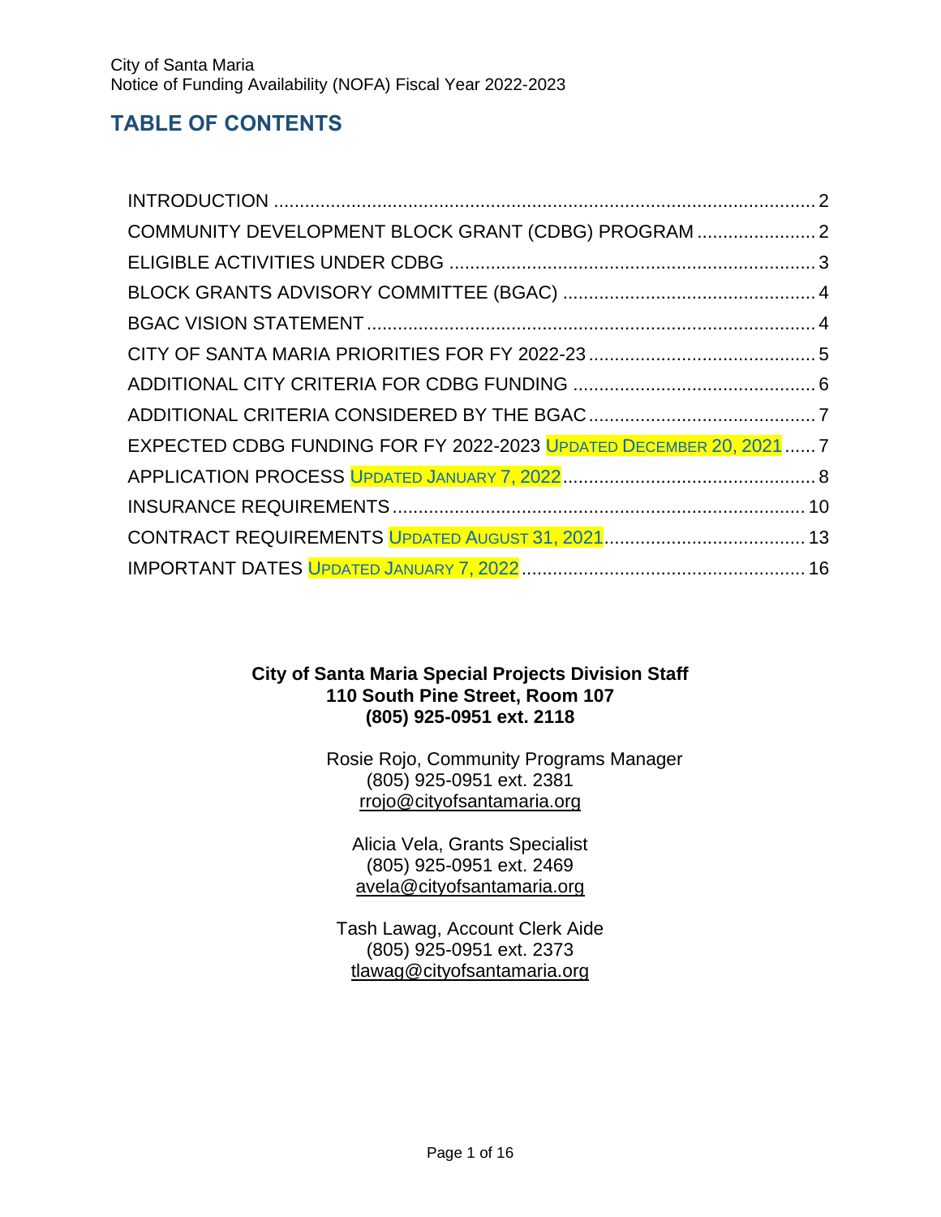## TABLE OF CONTENTS

| | |
|---|---|
| INTRODUCTION | 2 |
| COMMUNITY DEVELOPMENT BLOCK GRANT (CDBG) PROGRAM | 2 |
| ELIGIBLE ACTIVITIES UNDER CDBG | 3 |
| BLOCK GRANTS ADVISORY COMMITTEE (BGAC) | 4 |
| BGAC VISION STATEMENT | 4 |
| CITY OF SANTA MARIA PRIORITIES FOR FY 2022-23 | 5 |
| ADDITIONAL CITY CRITERIA FOR CDBG FUNDING | 6 |
| ADDITIONAL CRITERIA CONSIDERED BY THE BGAC | 7 |
| EXPECTED CDBG FUNDING FOR FY 2022-2023 UPDATED DECEMBER 20, 2021 | 7 |
| APPLICATION PROCESS UPDATED JANUARY 7, 2022 | 8 |
| INSURANCE REQUIREMENTS | 10 |
| CONTRACT REQUIREMENTS UPDATED AUGUST 31, 2021 | 13 |
| IMPORTANT DATES UPDATED JANUARY 7, 2022 | 16 |

**City of Santa Maria Special Projects Division Staff**
**110 South Pine Street, Room 107**
**(805) 925-0951 ext. 2118**

Rosie Rojo, Community Programs Manager
(805) 925-0951 ext. 2381
rrojo@cityofsantamaria.org

Alicia Vela, Grants Specialist
(805) 925-0951 ext. 2469
avela@cityofsantamaria.org

Tash Lawag, Account Clerk Aide
(805) 925-0951 ext. 2373
tlawag@cityofsantamaria.org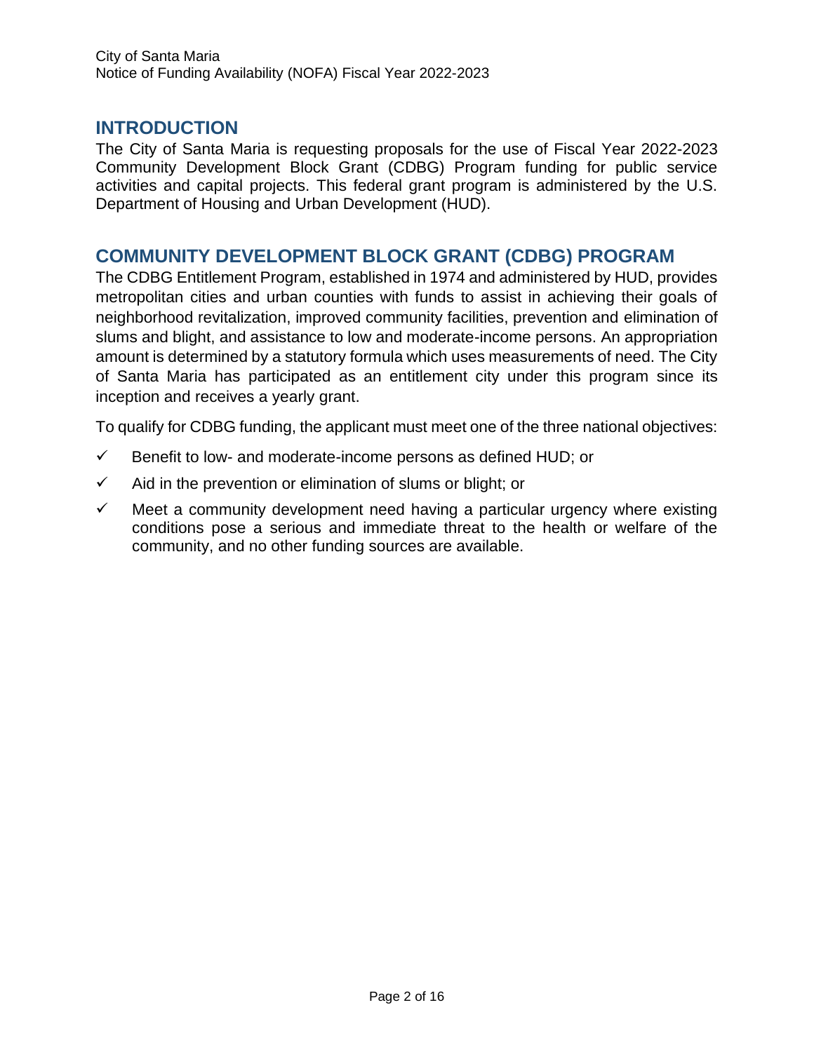## INTRODUCTION

The City of Santa Maria is requesting proposals for the use of Fiscal Year 2022-2023 Community Development Block Grant (CDBG) Program funding for public service activities and capital projects. This federal grant program is administered by the U.S. Department of Housing and Urban Development (HUD).

## COMMUNITY DEVELOPMENT BLOCK GRANT (CDBG) PROGRAM

The CDBG Entitlement Program, established in 1974 and administered by HUD, provides metropolitan cities and urban counties with funds to assist in achieving their goals of neighborhood revitalization, improved community facilities, prevention and elimination of slums and blight, and assistance to low and moderate-income persons. An appropriation amount is determined by a statutory formula which uses measurements of need. The City of Santa Maria has participated as an entitlement city under this program since its inception and receives a yearly grant.

To qualify for CDBG funding, the applicant must meet one of the three national objectives:

- ✓ Benefit to low- and moderate-income persons as defined HUD; or
- ✓ Aid in the prevention or elimination of slums or blight; or
- ✓ Meet a community development need having a particular urgency where existing conditions pose a serious and immediate threat to the health or welfare of the community, and no other funding sources are available.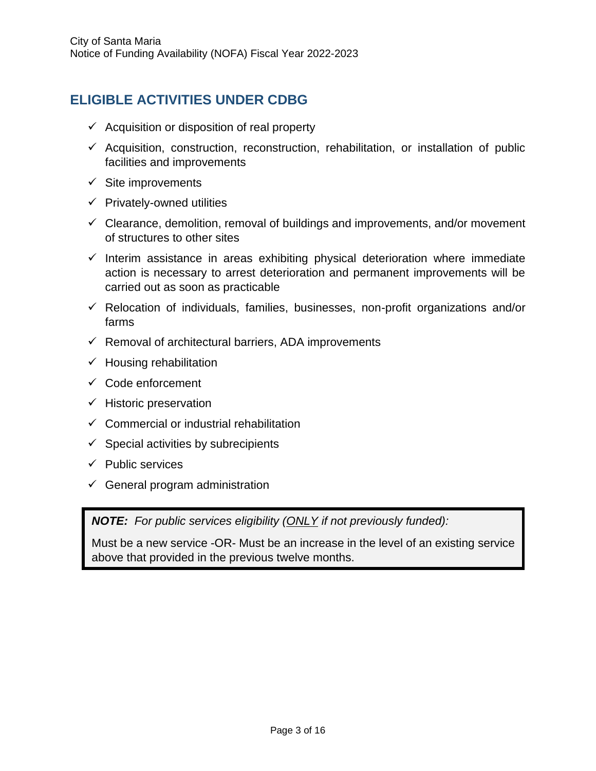## ELIGIBLE ACTIVITIES UNDER CDBG

- ✓ Acquisition or disposition of real property
- ✓ Acquisition, construction, reconstruction, rehabilitation, or installation of public facilities and improvements
- ✓ Site improvements
- ✓ Privately-owned utilities
- ✓ Clearance, demolition, removal of buildings and improvements, and/or movement of structures to other sites
- ✓ Interim assistance in areas exhibiting physical deterioration where immediate action is necessary to arrest deterioration and permanent improvements will be carried out as soon as practicable
- ✓ Relocation of individuals, families, businesses, non-profit organizations and/or farms
- ✓ Removal of architectural barriers, ADA improvements
- ✓ Housing rehabilitation
- ✓ Code enforcement
- ✓ Historic preservation
- ✓ Commercial or industrial rehabilitation
- ✓ Special activities by subrecipients
- ✓ Public services
- ✓ General program administration

> ***NOTE:*** *For public services eligibility (<u>ONLY</u> if not previously funded):*
>
> Must be a new service -OR- Must be an increase in the level of an existing service above that provided in the previous twelve months.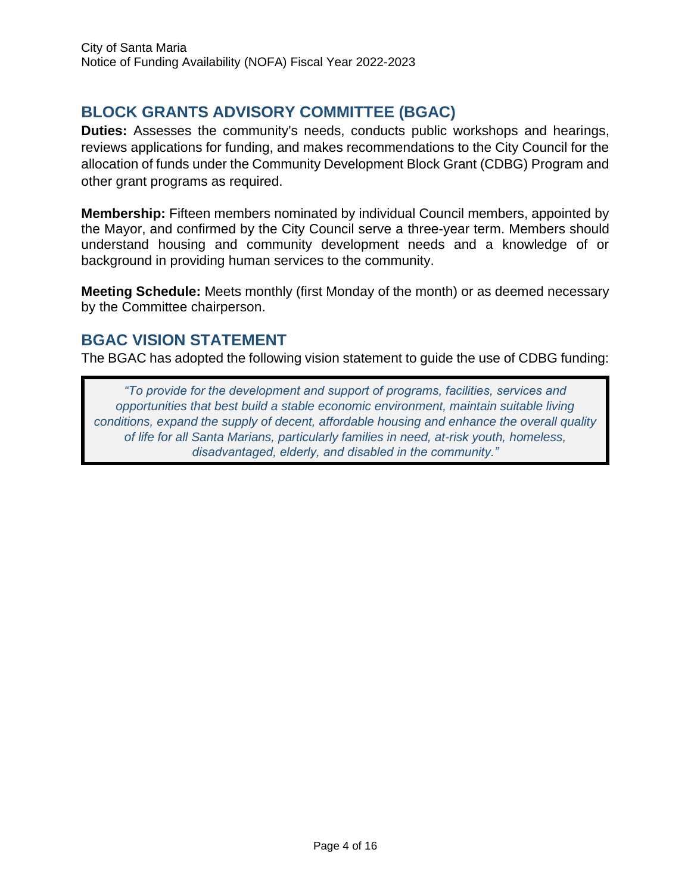## BLOCK GRANTS ADVISORY COMMITTEE (BGAC)

**Duties:** Assesses the community's needs, conducts public workshops and hearings, reviews applications for funding, and makes recommendations to the City Council for the allocation of funds under the Community Development Block Grant (CDBG) Program and other grant programs as required.

**Membership:** Fifteen members nominated by individual Council members, appointed by the Mayor, and confirmed by the City Council serve a three-year term. Members should understand housing and community development needs and a knowledge of or background in providing human services to the community.

**Meeting Schedule:** Meets monthly (first Monday of the month) or as deemed necessary by the Committee chairperson.

## BGAC VISION STATEMENT

The BGAC has adopted the following vision statement to guide the use of CDBG funding:

> *"To provide for the development and support of programs, facilities, services and opportunities that best build a stable economic environment, maintain suitable living conditions, expand the supply of decent, affordable housing and enhance the overall quality of life for all Santa Marians, particularly families in need, at-risk youth, homeless, disadvantaged, elderly, and disabled in the community."*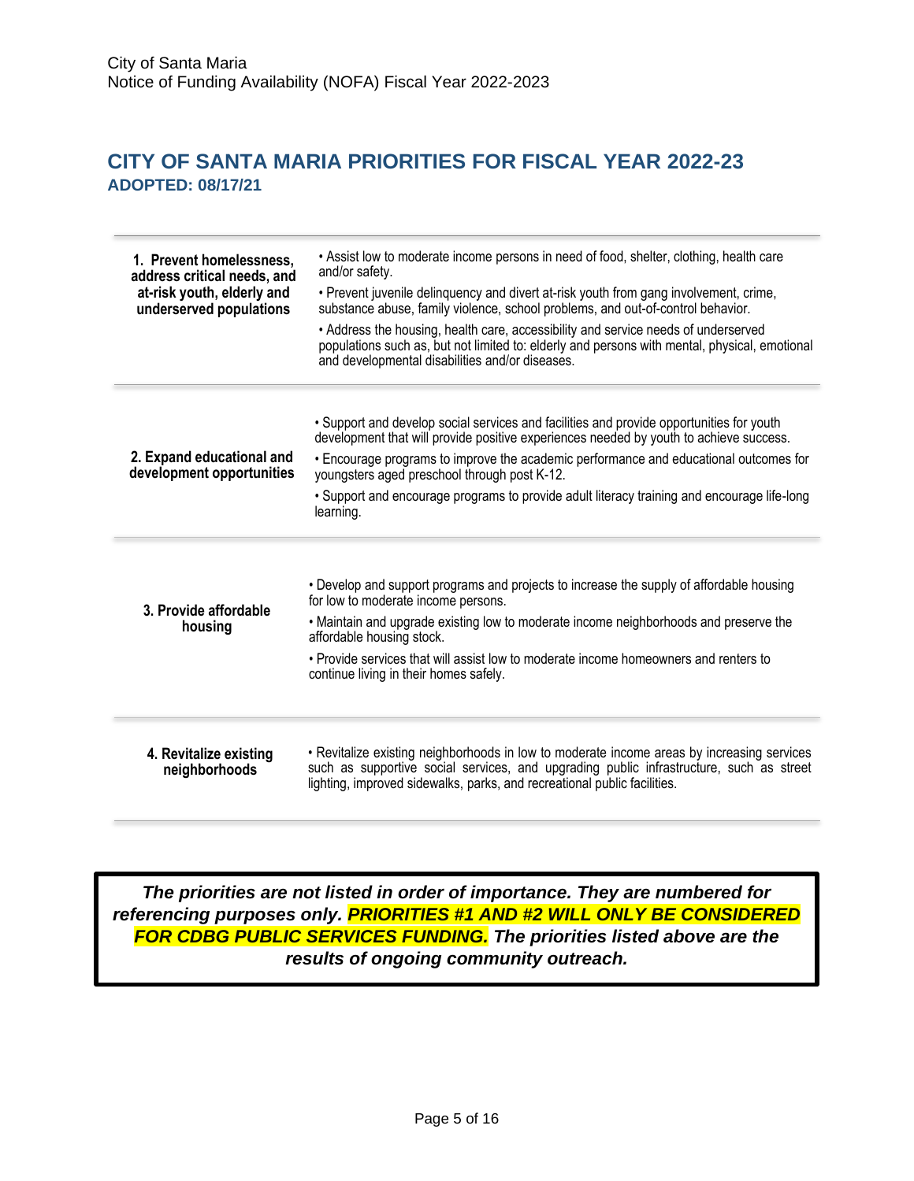# CITY OF SANTA MARIA PRIORITIES FOR FISCAL YEAR 2022-23

## ADOPTED: 08/17/21

| | |
|---|---|
| **1. Prevent homelessness, address critical needs, and at-risk youth, elderly and underserved populations** | • Assist low to moderate income persons in need of food, shelter, clothing, health care and/or safety.<br>• Prevent juvenile delinquency and divert at-risk youth from gang involvement, crime, substance abuse, family violence, school problems, and out-of-control behavior.<br>• Address the housing, health care, accessibility and service needs of underserved populations such as, but not limited to: elderly and persons with mental, physical, emotional and developmental disabilities and/or diseases. |
| **2. Expand educational and development opportunities** | • Support and develop social services and facilities and provide opportunities for youth development that will provide positive experiences needed by youth to achieve success.<br>• Encourage programs to improve the academic performance and educational outcomes for youngsters aged preschool through post K-12.<br>• Support and encourage programs to provide adult literacy training and encourage life-long learning. |
| **3. Provide affordable housing** | • Develop and support programs and projects to increase the supply of affordable housing for low to moderate income persons.<br>• Maintain and upgrade existing low to moderate income neighborhoods and preserve the affordable housing stock.<br>• Provide services that will assist low to moderate income homeowners and renters to continue living in their homes safely. |
| **4. Revitalize existing neighborhoods** | • Revitalize existing neighborhoods in low to moderate income areas by increasing services such as supportive social services, and upgrading public infrastructure, such as street lighting, improved sidewalks, parks, and recreational public facilities. |

***The priorities are not listed in order of importance. They are numbered for referencing purposes only. PRIORITIES #1 AND #2 WILL ONLY BE CONSIDERED FOR CDBG PUBLIC SERVICES FUNDING. The priorities listed above are the results of ongoing community outreach.***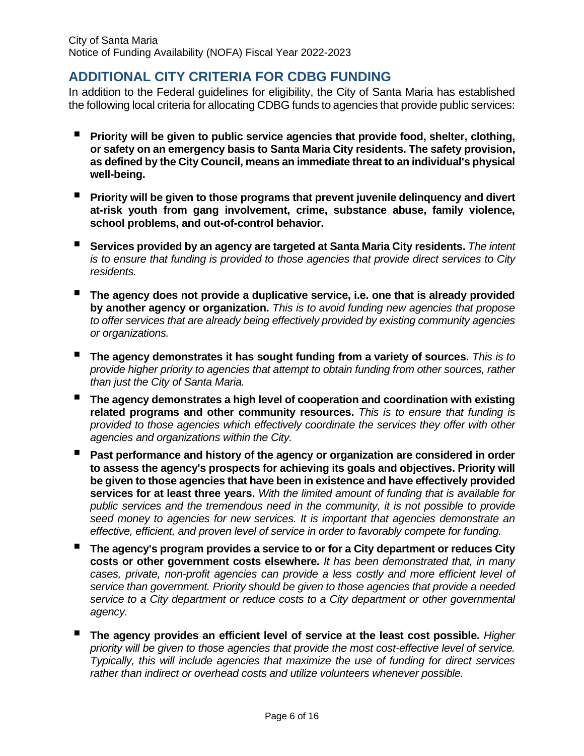## ADDITIONAL CITY CRITERIA FOR CDBG FUNDING

In addition to the Federal guidelines for eligibility, the City of Santa Maria has established the following local criteria for allocating CDBG funds to agencies that provide public services:

- **Priority will be given to public service agencies that provide food, shelter, clothing, or safety on an emergency basis to Santa Maria City residents. The safety provision, as defined by the City Council, means an immediate threat to an individual's physical well-being.**

- **Priority will be given to those programs that prevent juvenile delinquency and divert at-risk youth from gang involvement, crime, substance abuse, family violence, school problems, and out-of-control behavior.**

- **Services provided by an agency are targeted at Santa Maria City residents.** *The intent is to ensure that funding is provided to those agencies that provide direct services to City residents.*

- **The agency does not provide a duplicative service, i.e. one that is already provided by another agency or organization.** *This is to avoid funding new agencies that propose to offer services that are already being effectively provided by existing community agencies or organizations.*

- **The agency demonstrates it has sought funding from a variety of sources.** *This is to provide higher priority to agencies that attempt to obtain funding from other sources, rather than just the City of Santa Maria.*

- **The agency demonstrates a high level of cooperation and coordination with existing related programs and other community resources.** *This is to ensure that funding is provided to those agencies which effectively coordinate the services they offer with other agencies and organizations within the City.*

- **Past performance and history of the agency or organization are considered in order to assess the agency's prospects for achieving its goals and objectives. Priority will be given to those agencies that have been in existence and have effectively provided services for at least three years.** *With the limited amount of funding that is available for public services and the tremendous need in the community, it is not possible to provide seed money to agencies for new services. It is important that agencies demonstrate an effective, efficient, and proven level of service in order to favorably compete for funding.*

- **The agency's program provides a service to or for a City department or reduces City costs or other government costs elsewhere.** *It has been demonstrated that, in many cases, private, non-profit agencies can provide a less costly and more efficient level of service than government. Priority should be given to those agencies that provide a needed service to a City department or reduce costs to a City department or other governmental agency.*

- **The agency provides an efficient level of service at the least cost possible.** *Higher priority will be given to those agencies that provide the most cost-effective level of service. Typically, this will include agencies that maximize the use of funding for direct services rather than indirect or overhead costs and utilize volunteers whenever possible.*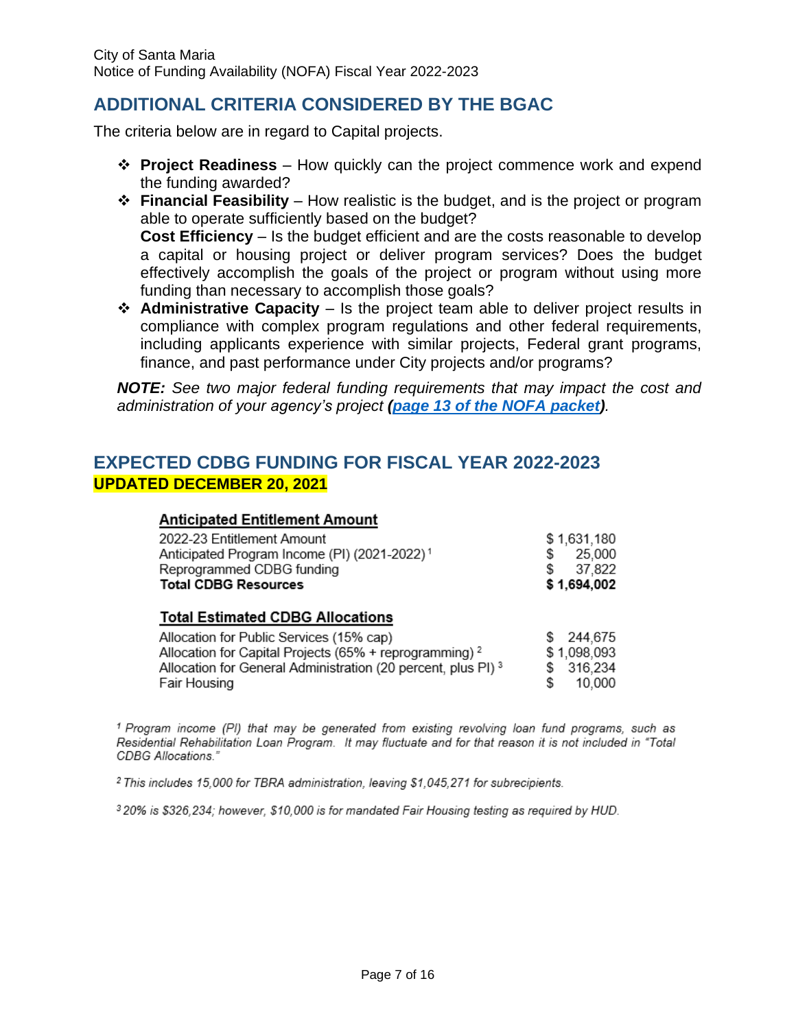## ADDITIONAL CRITERIA CONSIDERED BY THE BGAC

The criteria below are in regard to Capital projects.

- **Project Readiness** – How quickly can the project commence work and expend the funding awarded?
- **Financial Feasibility** – How realistic is the budget, and is the project or program able to operate sufficiently based on the budget?
  **Cost Efficiency** – Is the budget efficient and are the costs reasonable to develop a capital or housing project or deliver program services? Does the budget effectively accomplish the goals of the project or program without using more funding than necessary to accomplish those goals?
- **Administrative Capacity** – Is the project team able to deliver project results in compliance with complex program regulations and other federal requirements, including applicants experience with similar projects, Federal grant programs, finance, and past performance under City projects and/or programs?

***NOTE:*** *See two major federal funding requirements that may impact the cost and administration of your agency's project* ***(page 13 of the NOFA packet)****.*

## EXPECTED CDBG FUNDING FOR FISCAL YEAR 2022-2023

**UPDATED DECEMBER 20, 2021**

| Anticipated Entitlement Amount | |
|---|---|
| 2022-23 Entitlement Amount | $ 1,631,180 |
| Anticipated Program Income (PI) (2021-2022) [1] | $ 25,000 |
| Reprogrammed CDBG funding | $ 37,822 |
| **Total CDBG Resources** | **$ 1,694,002** |

| Total Estimated CDBG Allocations | |
|---|---|
| Allocation for Public Services (15% cap) | $ 244,675 |
| Allocation for Capital Projects (65% + reprogramming) [2] | $ 1,098,093 |
| Allocation for General Administration (20 percent, plus PI) [3] | $ 316,234 |
| Fair Housing | $ 10,000 |

[1] *Program income (PI) that may be generated from existing revolving loan fund programs, such as Residential Rehabilitation Loan Program. It may fluctuate and for that reason it is not included in "Total CDBG Allocations."*

[2] *This includes 15,000 for TBRA administration, leaving $1,045,271 for subrecipients.*

[3] *20% is $326,234; however, $10,000 is for mandated Fair Housing testing as required by HUD.*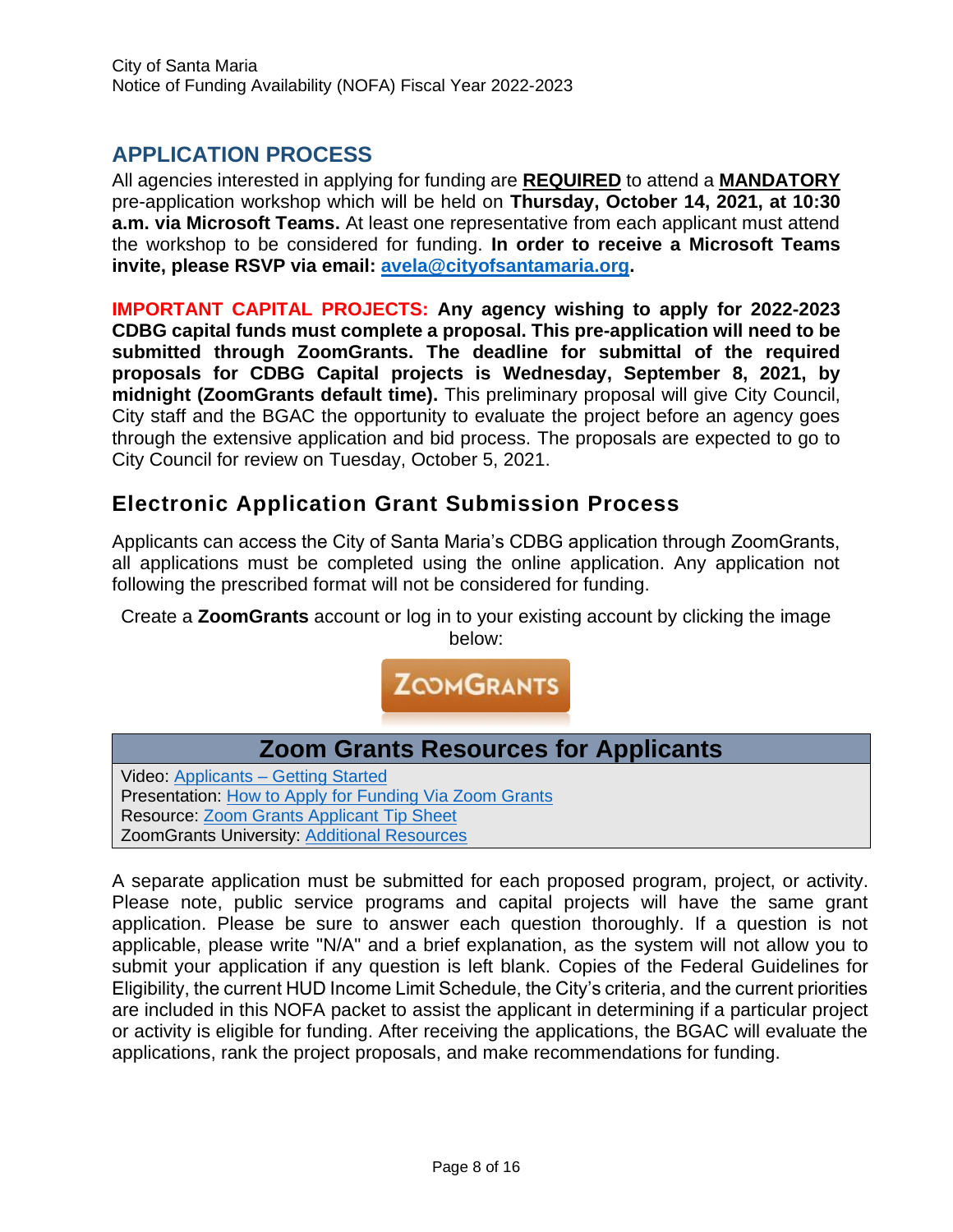## APPLICATION PROCESS

All agencies interested in applying for funding are **REQUIRED** to attend a **MANDATORY** pre-application workshop which will be held on **Thursday, October 14, 2021, at 10:30 a.m. via Microsoft Teams.** At least one representative from each applicant must attend the workshop to be considered for funding. **In order to receive a Microsoft Teams invite, please RSVP via email: avela@cityofsantamaria.org.**

**IMPORTANT CAPITAL PROJECTS: Any agency wishing to apply for 2022-2023 CDBG capital funds must complete a proposal. This pre-application will need to be submitted through ZoomGrants. The deadline for submittal of the required proposals for CDBG Capital projects is Wednesday, September 8, 2021, by midnight (ZoomGrants default time).** This preliminary proposal will give City Council, City staff and the BGAC the opportunity to evaluate the project before an agency goes through the extensive application and bid process. The proposals are expected to go to City Council for review on Tuesday, October 5, 2021.

## Electronic Application Grant Submission Process

Applicants can access the City of Santa Maria's CDBG application through ZoomGrants, all applications must be completed using the online application. Any application not following the prescribed format will not be considered for funding.

Create a **ZoomGrants** account or log in to your existing account by clicking the image below:

ZOOMGRANTS

| Zoom Grants Resources for Applicants |
| --- |
| Video: Applicants – Getting Started |
| Presentation: How to Apply for Funding Via Zoom Grants |
| Resource: Zoom Grants Applicant Tip Sheet |
| ZoomGrants University: Additional Resources |

A separate application must be submitted for each proposed program, project, or activity. Please note, public service programs and capital projects will have the same grant application. Please be sure to answer each question thoroughly. If a question is not applicable, please write "N/A" and a brief explanation, as the system will not allow you to submit your application if any question is left blank. Copies of the Federal Guidelines for Eligibility, the current HUD Income Limit Schedule, the City's criteria, and the current priorities are included in this NOFA packet to assist the applicant in determining if a particular project or activity is eligible for funding. After receiving the applications, the BGAC will evaluate the applications, rank the project proposals, and make recommendations for funding.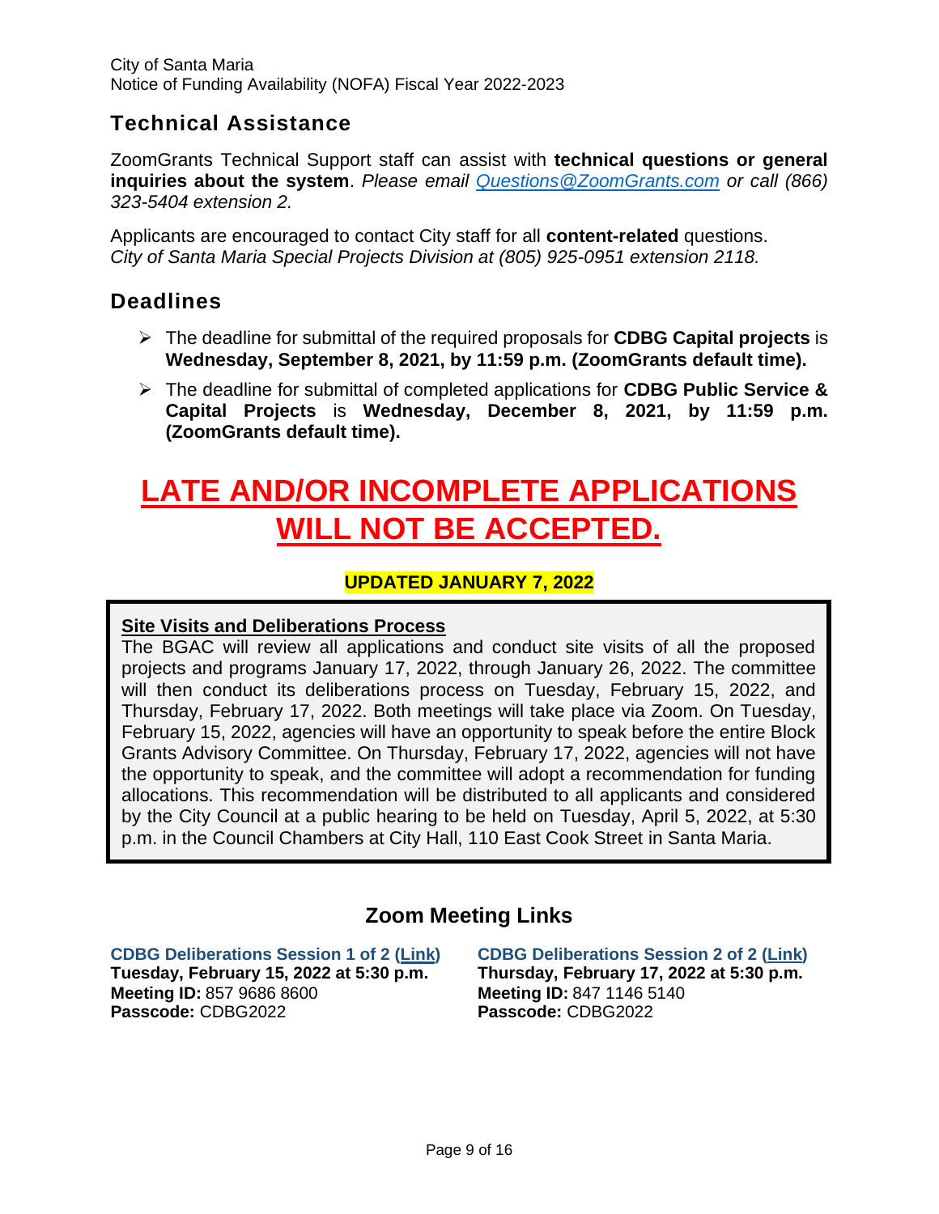## Technical Assistance

ZoomGrants Technical Support staff can assist with **technical questions or general inquiries about the system**. *Please email [Questions@ZoomGrants.com](mailto:Questions@ZoomGrants.com) or call (866) 323-5404 extension 2.*

Applicants are encouraged to contact City staff for all **content-related** questions.
*City of Santa Maria Special Projects Division at (805) 925-0951 extension 2118.*

## Deadlines

- The deadline for submittal of the required proposals for **CDBG Capital projects** is **Wednesday, September 8, 2021, by 11:59 p.m. (ZoomGrants default time).**
- The deadline for submittal of completed applications for **CDBG Public Service & Capital Projects** is **Wednesday, December 8, 2021, by 11:59 p.m. (ZoomGrants default time).**

# LATE AND/OR INCOMPLETE APPLICATIONS WILL NOT BE ACCEPTED.

**UPDATED JANUARY 7, 2022**

**Site Visits and Deliberations Process**
The BGAC will review all applications and conduct site visits of all the proposed projects and programs January 17, 2022, through January 26, 2022. The committee will then conduct its deliberations process on Tuesday, February 15, 2022, and Thursday, February 17, 2022. Both meetings will take place via Zoom. On Tuesday, February 15, 2022, agencies will have an opportunity to speak before the entire Block Grants Advisory Committee. On Thursday, February 17, 2022, agencies will not have the opportunity to speak, and the committee will adopt a recommendation for funding allocations. This recommendation will be distributed to all applicants and considered by the City Council at a public hearing to be held on Tuesday, April 5, 2022, at 5:30 p.m. in the Council Chambers at City Hall, 110 East Cook Street in Santa Maria.

### Zoom Meeting Links

**CDBG Deliberations Session 1 of 2 (Link)**
**Tuesday, February 15, 2022 at 5:30 p.m.**
**Meeting ID:** 857 9686 8600
**Passcode:** CDBG2022

**CDBG Deliberations Session 2 of 2 (Link)**
**Thursday, February 17, 2022 at 5:30 p.m.**
**Meeting ID:** 847 1146 5140
**Passcode:** CDBG2022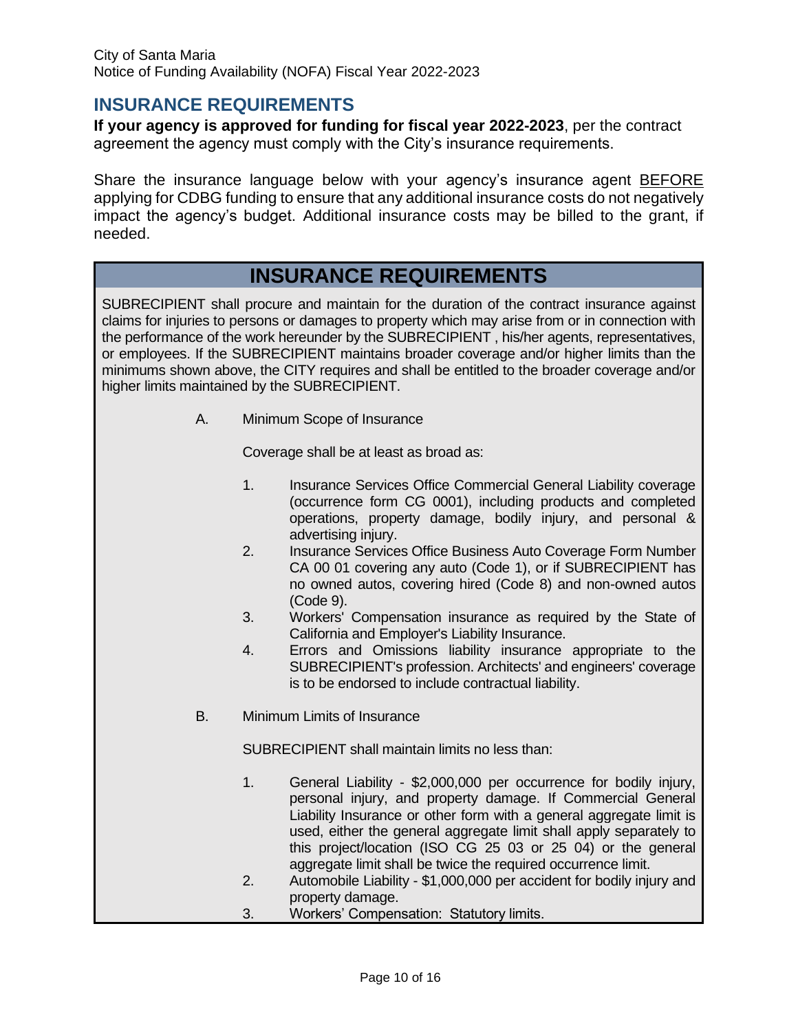## INSURANCE REQUIREMENTS

**If your agency is approved for funding for fiscal year 2022-2023**, per the contract agreement the agency must comply with the City's insurance requirements.

Share the insurance language below with your agency's insurance agent BEFORE applying for CDBG funding to ensure that any additional insurance costs do not negatively impact the agency's budget. Additional insurance costs may be billed to the grant, if needed.

## INSURANCE REQUIREMENTS

SUBRECIPIENT shall procure and maintain for the duration of the contract insurance against claims for injuries to persons or damages to property which may arise from or in connection with the performance of the work hereunder by the SUBRECIPIENT , his/her agents, representatives, or employees. If the SUBRECIPIENT maintains broader coverage and/or higher limits than the minimums shown above, the CITY requires and shall be entitled to the broader coverage and/or higher limits maintained by the SUBRECIPIENT.

A. Minimum Scope of Insurance

Coverage shall be at least as broad as:

1. Insurance Services Office Commercial General Liability coverage (occurrence form CG 0001), including products and completed operations, property damage, bodily injury, and personal & advertising injury.
2. Insurance Services Office Business Auto Coverage Form Number CA 00 01 covering any auto (Code 1), or if SUBRECIPIENT has no owned autos, covering hired (Code 8) and non-owned autos (Code 9).
3. Workers' Compensation insurance as required by the State of California and Employer's Liability Insurance.
4. Errors and Omissions liability insurance appropriate to the SUBRECIPIENT's profession. Architects' and engineers' coverage is to be endorsed to include contractual liability.

B. Minimum Limits of Insurance

SUBRECIPIENT shall maintain limits no less than:

1. General Liability - $2,000,000 per occurrence for bodily injury, personal injury, and property damage. If Commercial General Liability Insurance or other form with a general aggregate limit is used, either the general aggregate limit shall apply separately to this project/location (ISO CG 25 03 or 25 04) or the general aggregate limit shall be twice the required occurrence limit.
2. Automobile Liability - $1,000,000 per accident for bodily injury and property damage.
3. Workers' Compensation: Statutory limits.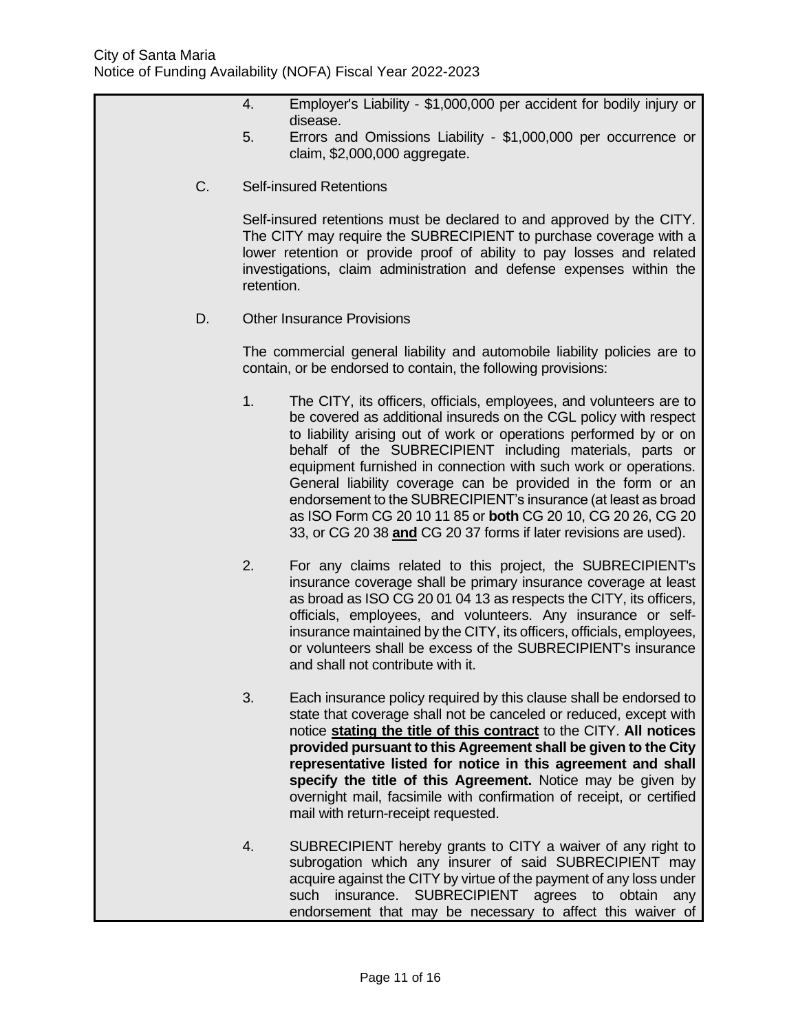4. Employer's Liability - $1,000,000 per accident for bodily injury or disease.
5. Errors and Omissions Liability - $1,000,000 per occurrence or claim, $2,000,000 aggregate.

C. Self-insured Retentions

Self-insured retentions must be declared to and approved by the CITY. The CITY may require the SUBRECIPIENT to purchase coverage with a lower retention or provide proof of ability to pay losses and related investigations, claim administration and defense expenses within the retention.

D. Other Insurance Provisions

The commercial general liability and automobile liability policies are to contain, or be endorsed to contain, the following provisions:

1. The CITY, its officers, officials, employees, and volunteers are to be covered as additional insureds on the CGL policy with respect to liability arising out of work or operations performed by or on behalf of the SUBRECIPIENT including materials, parts or equipment furnished in connection with such work or operations. General liability coverage can be provided in the form or an endorsement to the SUBRECIPIENT's insurance (at least as broad as ISO Form CG 20 10 11 85 or **both** CG 20 10, CG 20 26, CG 20 33, or CG 20 38 **and** CG 20 37 forms if later revisions are used).

2. For any claims related to this project, the SUBRECIPIENT's insurance coverage shall be primary insurance coverage at least as broad as ISO CG 20 01 04 13 as respects the CITY, its officers, officials, employees, and volunteers. Any insurance or self-insurance maintained by the CITY, its officers, officials, employees, or volunteers shall be excess of the SUBRECIPIENT's insurance and shall not contribute with it.

3. Each insurance policy required by this clause shall be endorsed to state that coverage shall not be canceled or reduced, except with notice **stating the title of this contract** to the CITY. **All notices provided pursuant to this Agreement shall be given to the City representative listed for notice in this agreement and shall specify the title of this Agreement.** Notice may be given by overnight mail, facsimile with confirmation of receipt, or certified mail with return-receipt requested.

4. SUBRECIPIENT hereby grants to CITY a waiver of any right to subrogation which any insurer of said SUBRECIPIENT may acquire against the CITY by virtue of the payment of any loss under such insurance. SUBRECIPIENT agrees to obtain any endorsement that may be necessary to affect this waiver of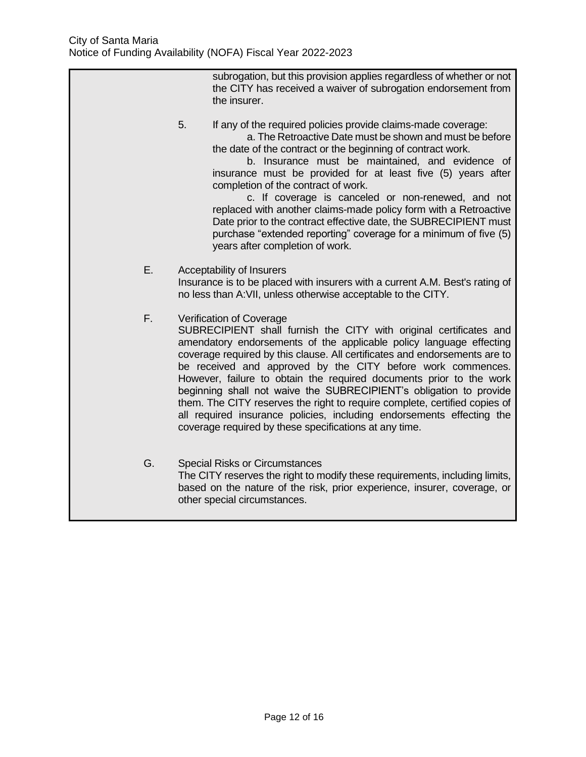subrogation, but this provision applies regardless of whether or not the CITY has received a waiver of subrogation endorsement from the insurer.

5. If any of the required policies provide claims-made coverage:

   a. The Retroactive Date must be shown and must be before the date of the contract or the beginning of contract work.

   b. Insurance must be maintained, and evidence of insurance must be provided for at least five (5) years after completion of the contract of work.

   c. If coverage is canceled or non-renewed, and not replaced with another claims-made policy form with a Retroactive Date prior to the contract effective date, the SUBRECIPIENT must purchase "extended reporting" coverage for a minimum of five (5) years after completion of work.

E. Acceptability of Insurers

Insurance is to be placed with insurers with a current A.M. Best's rating of no less than A:VII, unless otherwise acceptable to the CITY.

F. Verification of Coverage

SUBRECIPIENT shall furnish the CITY with original certificates and amendatory endorsements of the applicable policy language effecting coverage required by this clause. All certificates and endorsements are to be received and approved by the CITY before work commences. However, failure to obtain the required documents prior to the work beginning shall not waive the SUBRECIPIENT's obligation to provide them. The CITY reserves the right to require complete, certified copies of all required insurance policies, including endorsements effecting the coverage required by these specifications at any time.

G. Special Risks or Circumstances

The CITY reserves the right to modify these requirements, including limits, based on the nature of the risk, prior experience, insurer, coverage, or other special circumstances.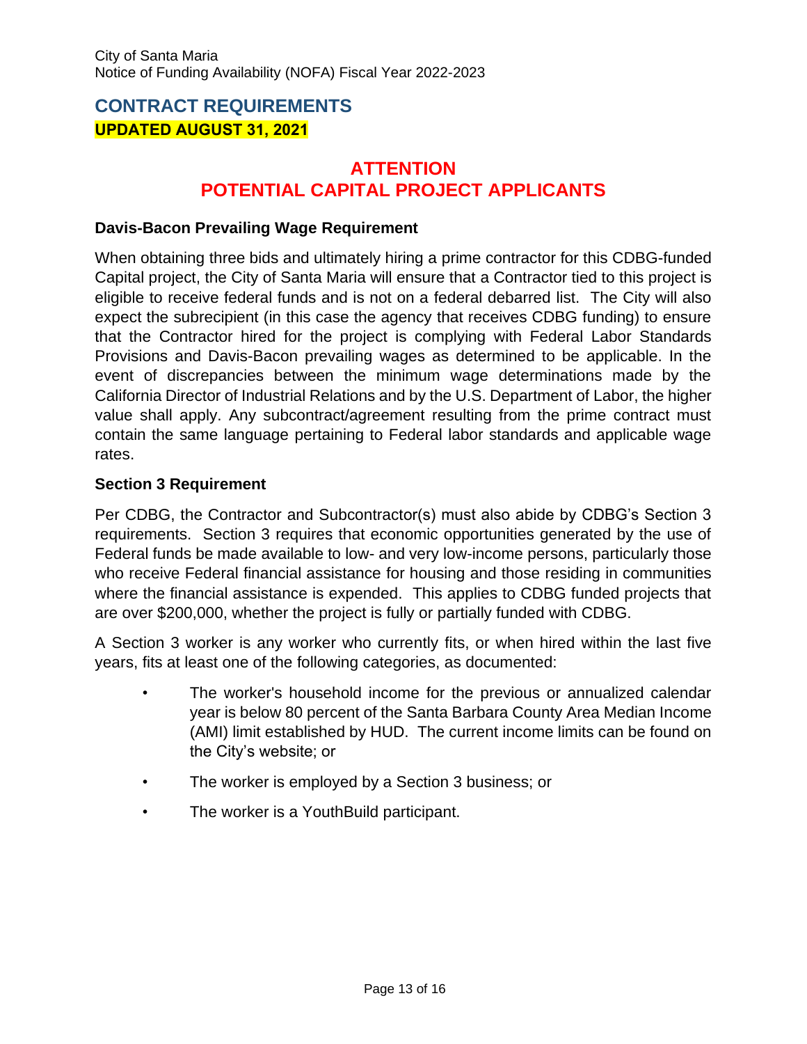City of Santa Maria
Notice of Funding Availability (NOFA) Fiscal Year 2022-2023

## CONTRACT REQUIREMENTS

**UPDATED AUGUST 31, 2021**

## ATTENTION
## POTENTIAL CAPITAL PROJECT APPLICANTS

### Davis-Bacon Prevailing Wage Requirement

When obtaining three bids and ultimately hiring a prime contractor for this CDBG-funded Capital project, the City of Santa Maria will ensure that a Contractor tied to this project is eligible to receive federal funds and is not on a federal debarred list. The City will also expect the subrecipient (in this case the agency that receives CDBG funding) to ensure that the Contractor hired for the project is complying with Federal Labor Standards Provisions and Davis-Bacon prevailing wages as determined to be applicable. In the event of discrepancies between the minimum wage determinations made by the California Director of Industrial Relations and by the U.S. Department of Labor, the higher value shall apply. Any subcontract/agreement resulting from the prime contract must contain the same language pertaining to Federal labor standards and applicable wage rates.

### Section 3 Requirement

Per CDBG, the Contractor and Subcontractor(s) must also abide by CDBG's Section 3 requirements. Section 3 requires that economic opportunities generated by the use of Federal funds be made available to low- and very low-income persons, particularly those who receive Federal financial assistance for housing and those residing in communities where the financial assistance is expended. This applies to CDBG funded projects that are over $200,000, whether the project is fully or partially funded with CDBG.

A Section 3 worker is any worker who currently fits, or when hired within the last five years, fits at least one of the following categories, as documented:

- The worker's household income for the previous or annualized calendar year is below 80 percent of the Santa Barbara County Area Median Income (AMI) limit established by HUD. The current income limits can be found on the City's website; or
- The worker is employed by a Section 3 business; or
- The worker is a YouthBuild participant.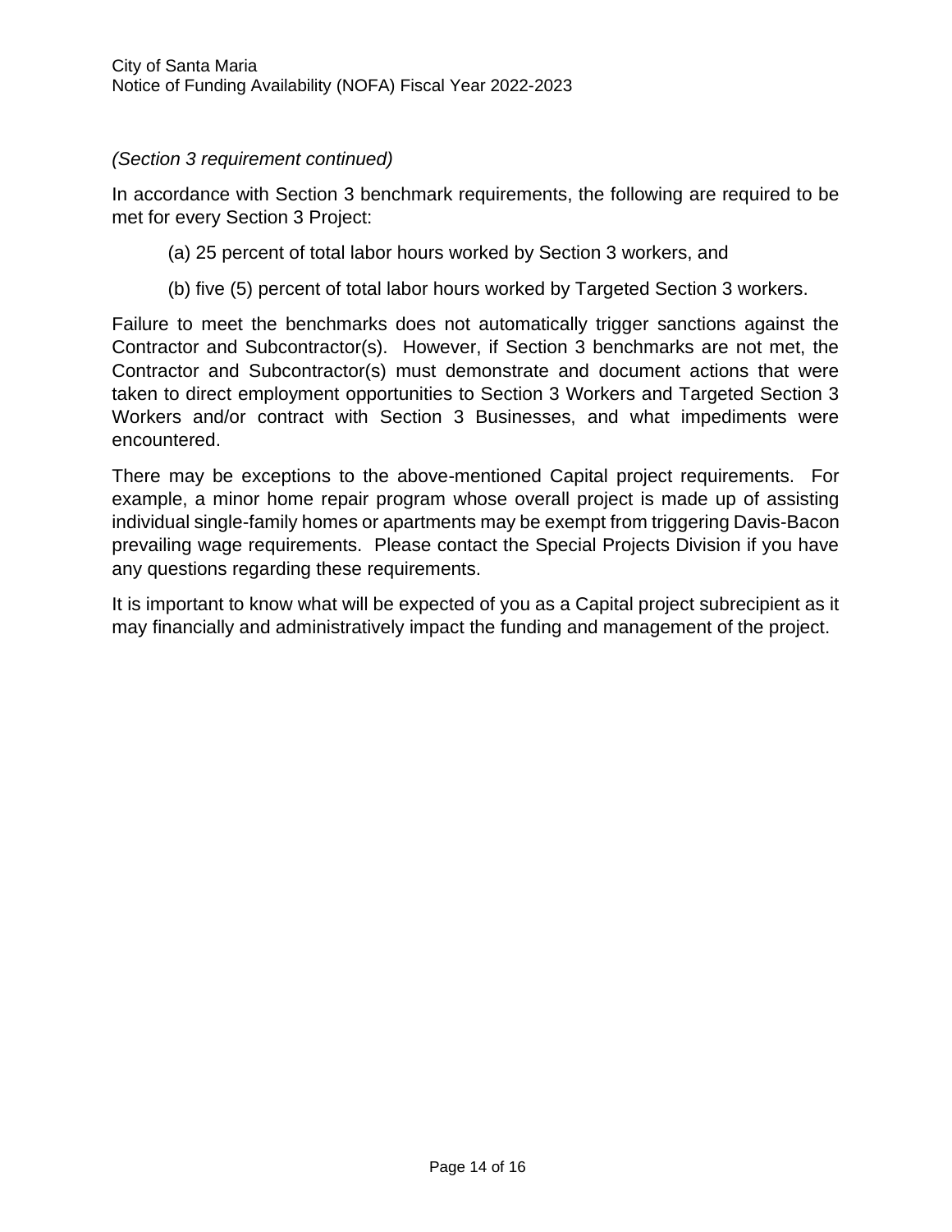*(Section 3 requirement continued)*

In accordance with Section 3 benchmark requirements, the following are required to be met for every Section 3 Project:

(a) 25 percent of total labor hours worked by Section 3 workers, and

(b) five (5) percent of total labor hours worked by Targeted Section 3 workers.

Failure to meet the benchmarks does not automatically trigger sanctions against the Contractor and Subcontractor(s). However, if Section 3 benchmarks are not met, the Contractor and Subcontractor(s) must demonstrate and document actions that were taken to direct employment opportunities to Section 3 Workers and Targeted Section 3 Workers and/or contract with Section 3 Businesses, and what impediments were encountered.

There may be exceptions to the above-mentioned Capital project requirements. For example, a minor home repair program whose overall project is made up of assisting individual single-family homes or apartments may be exempt from triggering Davis-Bacon prevailing wage requirements. Please contact the Special Projects Division if you have any questions regarding these requirements.

It is important to know what will be expected of you as a Capital project subrecipient as it may financially and administratively impact the funding and management of the project.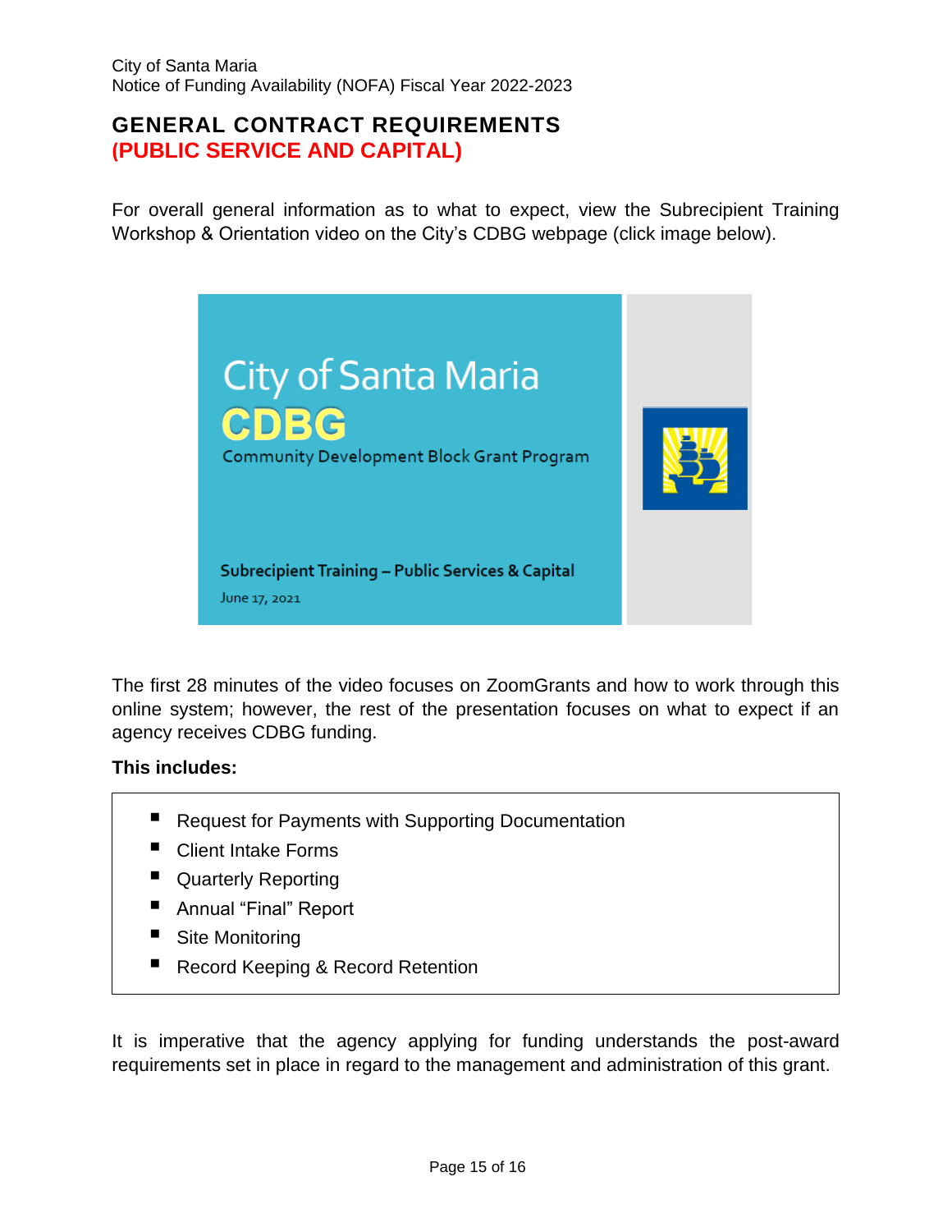## GENERAL CONTRACT REQUIREMENTS
## (PUBLIC SERVICE AND CAPITAL)

For overall general information as to what to expect, view the Subrecipient Training Workshop & Orientation video on the City's CDBG webpage (click image below).

City of Santa Maria
**CDBG**
Community Development Block Grant Program

Subrecipient Training – Public Services & Capital
June 17, 2021

The first 28 minutes of the video focuses on ZoomGrants and how to work through this online system; however, the rest of the presentation focuses on what to expect if an agency receives CDBG funding.

**This includes:**

- Request for Payments with Supporting Documentation
- Client Intake Forms
- Quarterly Reporting
- Annual "Final" Report
- Site Monitoring
- Record Keeping & Record Retention

It is imperative that the agency applying for funding understands the post-award requirements set in place in regard to the management and administration of this grant.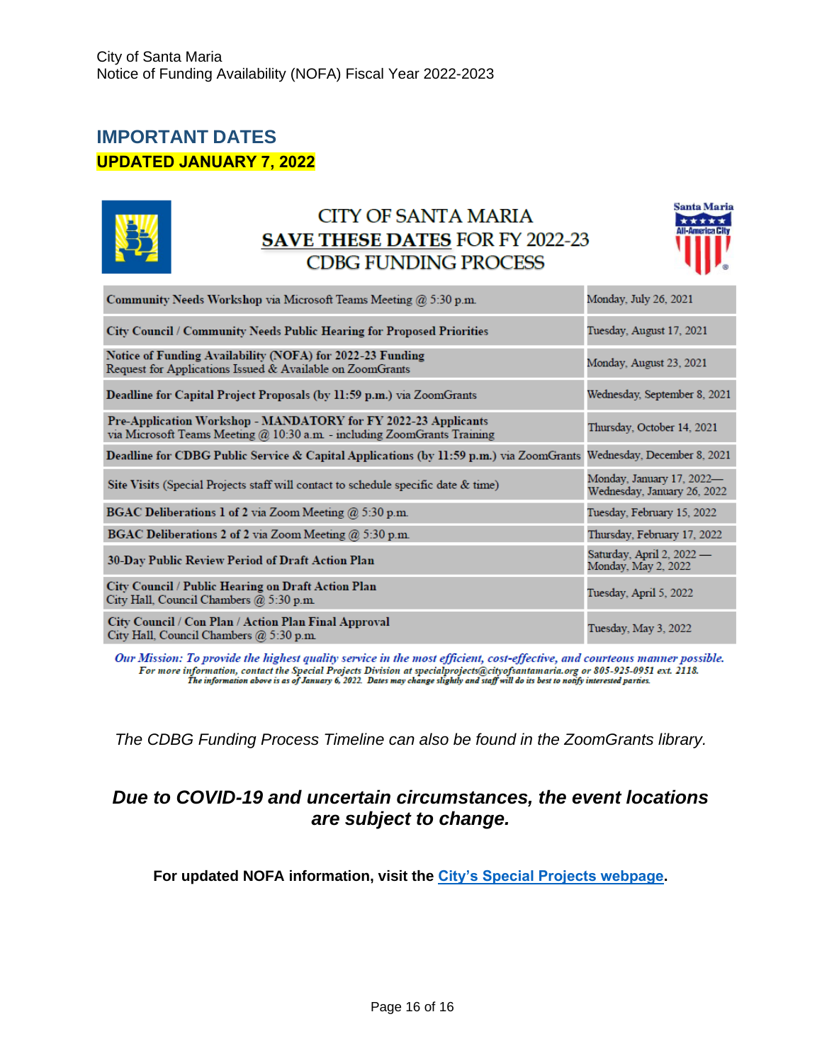## IMPORTANT DATES

**UPDATED JANUARY 7, 2022**

CITY OF SANTA MARIA
**SAVE THESE DATES** FOR FY 2022-23
CDBG FUNDING PROCESS

| | |
|---|---|
| **Community Needs Workshop** via Microsoft Teams Meeting @ 5:30 p.m. | Monday, July 26, 2021 |
| **City Council / Community Needs Public Hearing for Proposed Priorities** | Tuesday, August 17, 2021 |
| **Notice of Funding Availability (NOFA) for 2022-23 Funding** Request for Applications Issued & Available on ZoomGrants | Monday, August 23, 2021 |
| **Deadline for Capital Project Proposals (by 11:59 p.m.)** via ZoomGrants | Wednesday, September 8, 2021 |
| **Pre-Application Workshop - MANDATORY for FY 2022-23 Applicants** via Microsoft Teams Meeting @ 10:30 a.m. - including ZoomGrants Training | Thursday, October 14, 2021 |
| **Deadline for CDBG Public Service & Capital Applications (by 11:59 p.m.)** via ZoomGrants | Wednesday, December 8, 2021 |
| **Site Visits** (Special Projects staff will contact to schedule specific date & time) | Monday, January 17, 2022— Wednesday, January 26, 2022 |
| **BGAC Deliberations 1 of 2** via Zoom Meeting @ 5:30 p.m. | Tuesday, February 15, 2022 |
| **BGAC Deliberations 2 of 2** via Zoom Meeting @ 5:30 p.m. | Thursday, February 17, 2022 |
| **30-Day Public Review Period of Draft Action Plan** | Saturday, April 2, 2022 — Monday, May 2, 2022 |
| **City Council / Public Hearing on Draft Action Plan** City Hall, Council Chambers @ 5:30 p.m. | Tuesday, April 5, 2022 |
| **City Council / Con Plan / Action Plan Final Approval** City Hall, Council Chambers @ 5:30 p.m. | Tuesday, May 3, 2022 |

***Our Mission:** To provide the highest quality service in the most efficient, cost-effective, and courteous manner possible.*
*For more information, contact the Special Projects Division at specialprojects@cityofsantamaria.org or 805-925-0951 ext. 2118.*
***The information above is as of January 6, 2022. Dates may change slightly and staff will do its best to notify interested parties.***

*The CDBG Funding Process Timeline can also be found in the ZoomGrants library.*

***Due to COVID-19 and uncertain circumstances, the event locations are subject to change.***

**For updated NOFA information, visit the City's Special Projects webpage.**